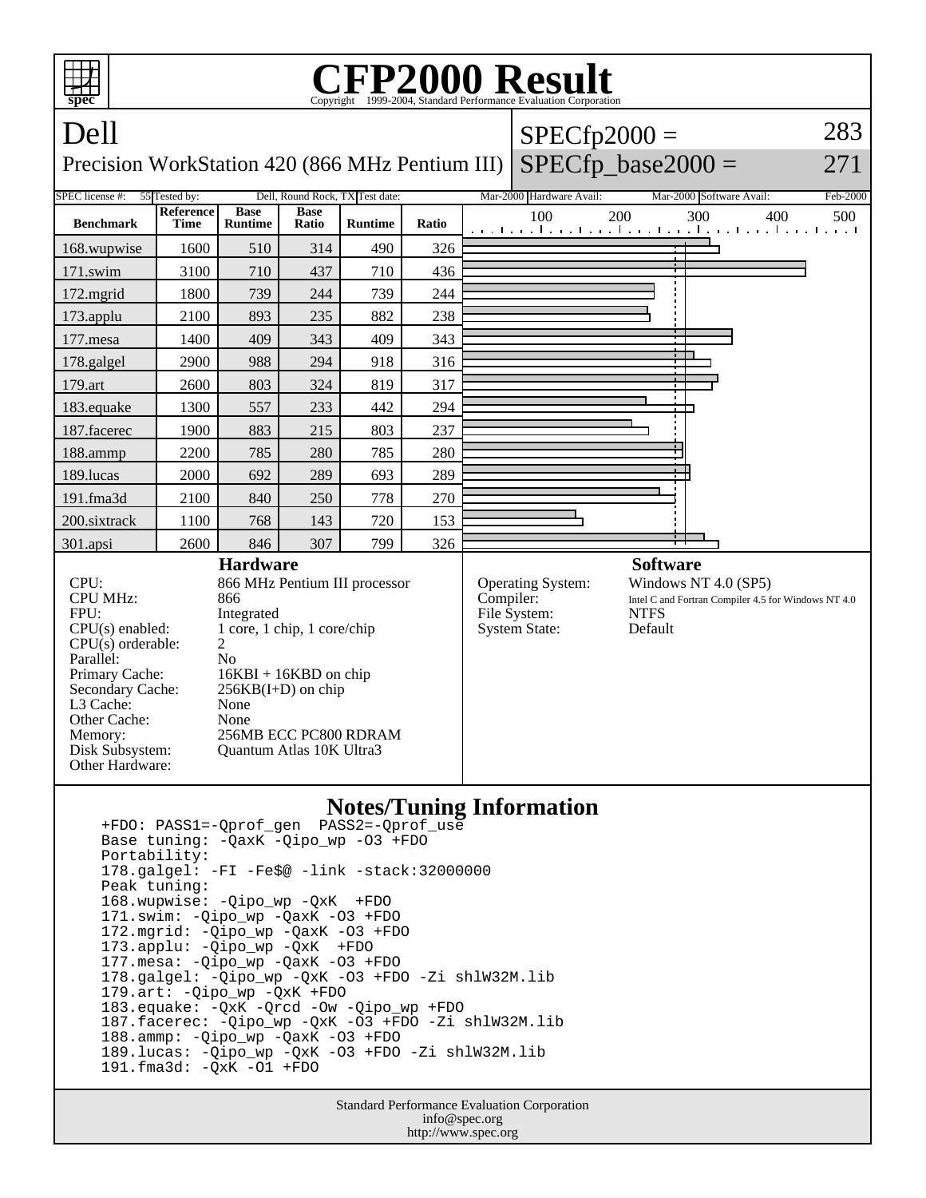# CFP2000 Result

Copyright 1999-2004, Standard Performance Evaluation Corporation

## Dell

Precision WorkStation 420 (866 MHz Pentium III)

SPECfp2000 = 283

SPECfp_base2000 = 271

SPEC license #: 55 Tested by: Dell, Round Rock, TX Test date: Mar-2000 Hardware Avail: Mar-2000 Software Avail: Feb-2000

| Benchmark | Reference Time | Base Runtime | Base Ratio | Runtime | Ratio |
|---|---|---|---|---|---|
| 168.wupwise | 1600 | 510 | 314 | 490 | 326 |
| 171.swim | 3100 | 710 | 437 | 710 | 436 |
| 172.mgrid | 1800 | 739 | 244 | 739 | 244 |
| 173.applu | 2100 | 893 | 235 | 882 | 238 |
| 177.mesa | 1400 | 409 | 343 | 409 | 343 |
| 178.galgel | 2900 | 988 | 294 | 918 | 316 |
| 179.art | 2600 | 803 | 324 | 819 | 317 |
| 183.equake | 1300 | 557 | 233 | 442 | 294 |
| 187.facerec | 1900 | 883 | 215 | 803 | 237 |
| 188.ammp | 2200 | 785 | 280 | 785 | 280 |
| 189.lucas | 2000 | 692 | 289 | 693 | 289 |
| 191.fma3d | 2100 | 840 | 250 | 778 | 270 |
| 200.sixtrack | 1100 | 768 | 143 | 720 | 153 |
| 301.apsi | 2600 | 846 | 307 | 799 | 326 |

### Hardware

| | |
|---|---|
| CPU: | 866 MHz Pentium III processor |
| CPU MHz: | 866 |
| FPU: | Integrated |
| CPU(s) enabled: | 1 core, 1 chip, 1 core/chip |
| CPU(s) orderable: | 2 |
| Parallel: | No |
| Primary Cache: | 16KBI + 16KBD on chip |
| Secondary Cache: | 256KB(I+D) on chip |
| L3 Cache: | None |
| Other Cache: | None |
| Memory: | 256MB ECC PC800 RDRAM |
| Disk Subsystem: | Quantum Atlas 10K Ultra3 |
| Other Hardware: | |

### Software

| | |
|---|---|
| Operating System: | Windows NT 4.0 (SP5) |
| Compiler: | Intel C and Fortran Compiler 4.5 for Windows NT 4.0 |
| File System: | NTFS |
| System State: | Default |

### Notes/Tuning Information

```
+FDO: PASS1=-Qprof_gen  PASS2=-Qprof_use
Base tuning: -QaxK -Qipo_wp -O3 +FDO
Portability:
178.galgel: -FI -Fe$@ -link -stack:32000000
Peak tuning:
168.wupwise: -Qipo_wp -QxK  +FDO
171.swim: -Qipo_wp -QaxK -O3 +FDO
172.mgrid: -Qipo_wp -QaxK -O3 +FDO
173.applu: -Qipo_wp -QxK  +FDO
177.mesa: -Qipo_wp -QaxK -O3 +FDO
178.galgel: -Qipo_wp -QxK -O3 +FDO -Zi shlW32M.lib
179.art: -Qipo_wp -QxK +FDO
183.equake: -QxK -Qrcd -Ow -Qipo_wp +FDO
187.facerec: -Qipo_wp -QxK -O3 +FDO -Zi shlW32M.lib
188.ammp: -Qipo_wp -QaxK -O3 +FDO
189.lucas: -Qipo_wp -QxK -O3 +FDO -Zi shlW32M.lib
191.fma3d: -QxK -O1 +FDO
```

Standard Performance Evaluation Corporation
info@spec.org
http://www.spec.org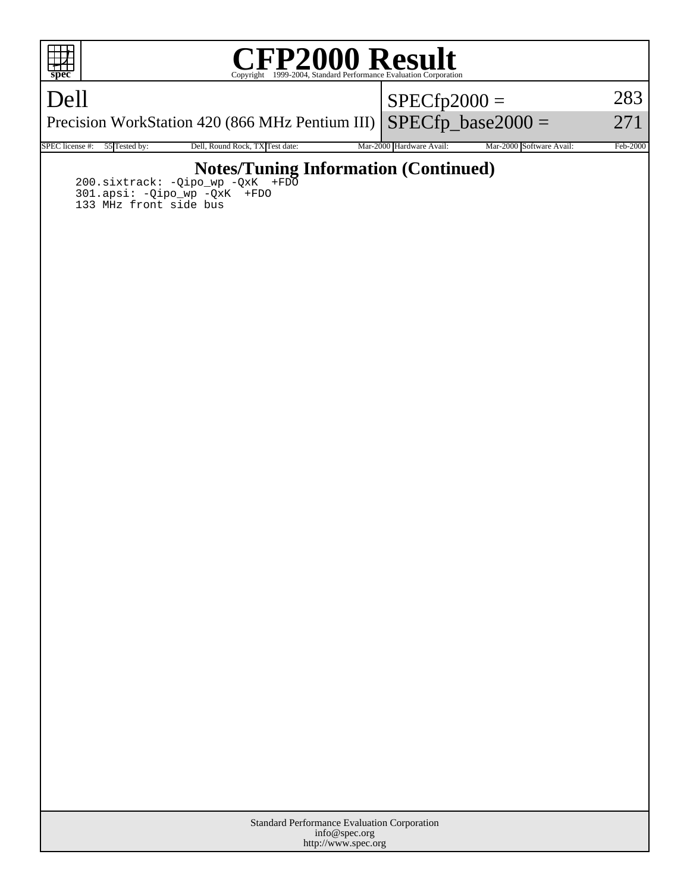# CFP2000 Result

Copyright 1999-2004, Standard Performance Evaluation Corporation

**Dell**

Precision WorkStation 420 (866 MHz Pentium III)

SPECfp2000 = 283

SPECfp_base2000 = 271

| SPEC license #: | 55 | Tested by: | Dell, Round Rock, TX | Test date: | Mar-2000 | Hardware Avail: | Mar-2000 | Software Avail: | Feb-2000 |
|---|---|---|---|---|---|---|---|---|---|

## Notes/Tuning Information (Continued)

```
200.sixtrack: -Qipo_wp -QxK  +FDO
301.apsi: -Qipo_wp -QxK  +FDO
133 MHz front side bus
```

Standard Performance Evaluation Corporation
info@spec.org
http://www.spec.org